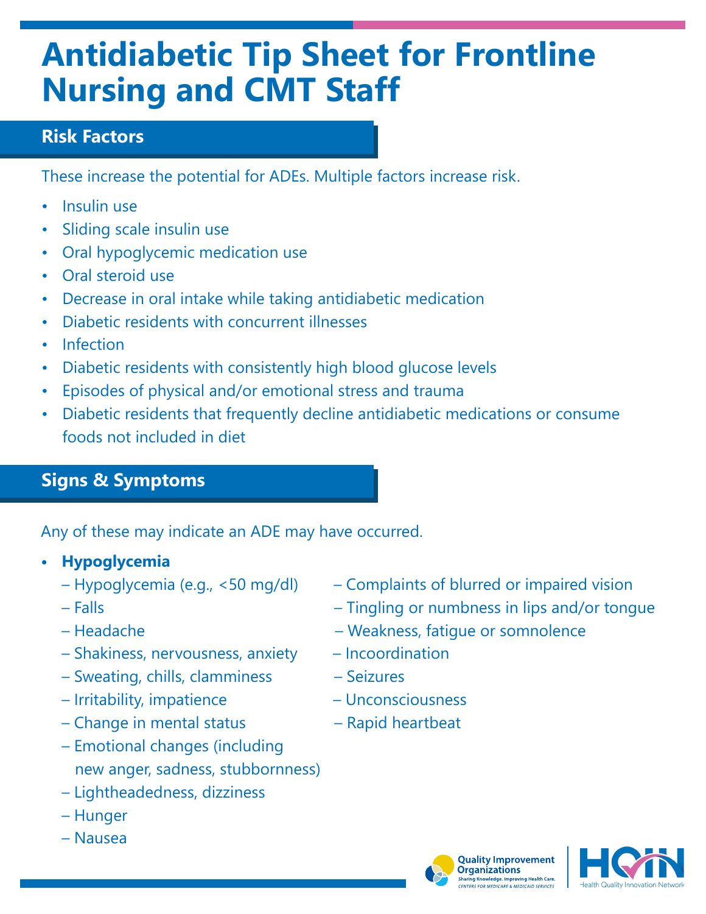# Antidiabetic Tip Sheet for Frontline Nursing and CMT Staff

## Risk Factors

These increase the potential for ADEs. Multiple factors increase risk.

- Insulin use
- Sliding scale insulin use
- Oral hypoglycemic medication use
- Oral steroid use
- Decrease in oral intake while taking antidiabetic medication
- Diabetic residents with concurrent illnesses
- Infection
- Diabetic residents with consistently high blood glucose levels
- Episodes of physical and/or emotional stress and trauma
- Diabetic residents that frequently decline antidiabetic medications or consume foods not included in diet

## Signs & Symptoms

Any of these may indicate an ADE may have occurred.

- **Hypoglycemia**
  - Hypoglycemia (e.g., <50 mg/dl)
  - Falls
  - Headache
  - Shakiness, nervousness, anxiety
  - Sweating, chills, clamminess
  - Irritability, impatience
  - Change in mental status
  - Emotional changes (including new anger, sadness, stubbornness)
  - Lightheadedness, dizziness
  - Hunger
  - Nausea
  - Complaints of blurred or impaired vision
  - Tingling or numbness in lips and/or tongue
  - Weakness, fatigue or somnolence
  - Incoordination
  - Seizures
  - Unconsciousness
  - Rapid heartbeat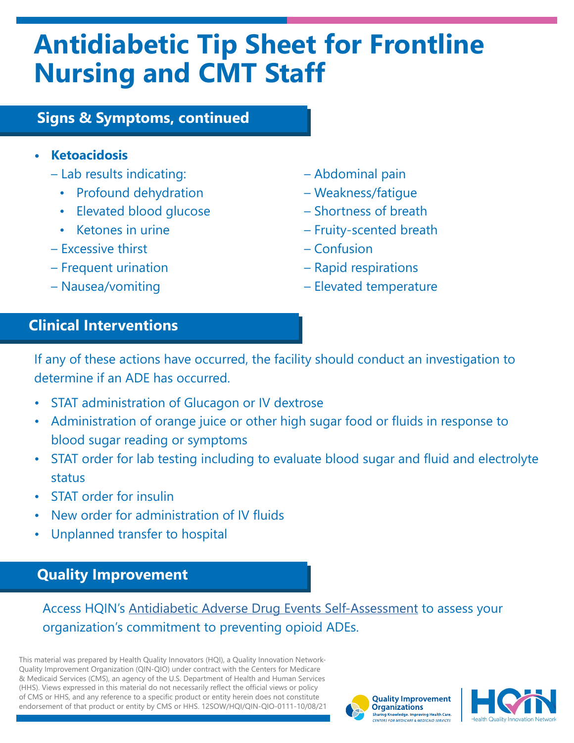# Antidiabetic Tip Sheet for Frontline Nursing and CMT Staff

## Signs & Symptoms, continued

- **Ketoacidosis**
  - Lab results indicating:
    - Profound dehydration
    - Elevated blood glucose
    - Ketones in urine
  - Excessive thirst
  - Frequent urination
  - Nausea/vomiting
  - Abdominal pain
  - Weakness/fatigue
  - Shortness of breath
  - Fruity-scented breath
  - Confusion
  - Rapid respirations
  - Elevated temperature

## Clinical Interventions

If any of these actions have occurred, the facility should conduct an investigation to determine if an ADE has occurred.

- STAT administration of Glucagon or IV dextrose
- Administration of orange juice or other high sugar food or fluids in response to blood sugar reading or symptoms
- STAT order for lab testing including to evaluate blood sugar and fluid and electrolyte status
- STAT order for insulin
- New order for administration of IV fluids
- Unplanned transfer to hospital

## Quality Improvement

Access HQIN's Antidiabetic Adverse Drug Events Self-Assessment to assess your organization's commitment to preventing opioid ADEs.

This material was prepared by Health Quality Innovators (HQI), a Quality Innovation Network-Quality Improvement Organization (QIN-QIO) under contract with the Centers for Medicare & Medicaid Services (CMS), an agency of the U.S. Department of Health and Human Services (HHS). Views expressed in this material do not necessarily reflect the official views or policy of CMS or HHS, and any reference to a specific product or entity herein does not constitute endorsement of that product or entity by CMS or HHS. 12SOW/HQI/QIN-QIO-0111-10/08/21

Quality Improvement Organizations
Sharing Knowledge. Improving Health Care.
CENTERS FOR MEDICARE & MEDICAID SERVICES

HQIN
Health Quality Innovation Network